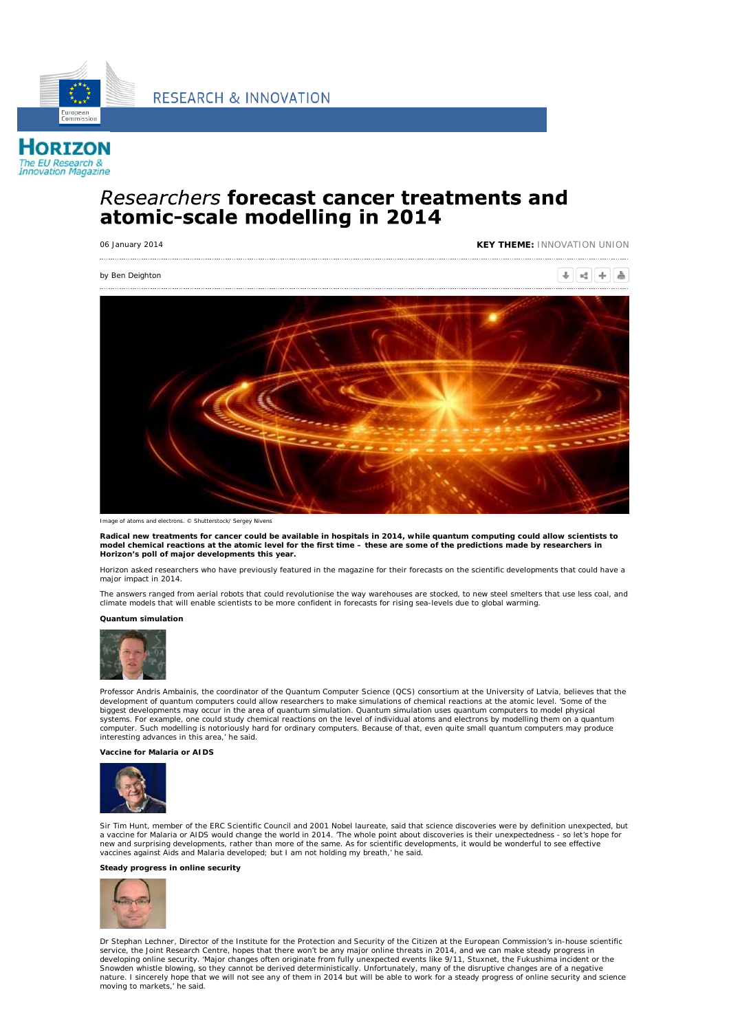RESEARCH & INNOVATION

HORIZON
*The EU Research & Innovation Magazine*

# *Researchers* **forecast cancer treatments and atomic-scale modelling in 2014**

06 January 2014 **KEY THEME:** INNOVATION UNION

by Ben Deighton

Image of atoms and electrons. © Shutterstock/ Sergey Nivens

**Radical new treatments for cancer could be available in hospitals in 2014, while quantum computing could allow scientists to model chemical reactions at the atomic level for the first time – these are some of the predictions made by researchers in Horizon's poll of major developments this year.**

Horizon asked researchers who have previously featured in the magazine for their forecasts on the scientific developments that could have a major impact in 2014.

The answers ranged from aerial robots that could revolutionise the way warehouses are stocked, to new steel smelters that use less coal, and climate models that will enable scientists to be more confident in forecasts for rising sea-levels due to global warming.

**Quantum simulation**

Professor Andris Ambainis, the coordinator of the Quantum Computer Science (QCS) consortium at the University of Latvia, believes that the development of quantum computers could allow researchers to make simulations of chemical reactions at the atomic level. 'Some of the biggest developments may occur in the area of quantum simulation. Quantum simulation uses quantum computers to model physical systems. For example, one could study chemical reactions on the level of individual atoms and electrons by modelling them on a quantum computer. Such modelling is notoriously hard for ordinary computers. Because of that, even quite small quantum computers may produce interesting advances in this area,' he said.

**Vaccine for Malaria or AIDS**

Sir Tim Hunt, member of the ERC Scientific Council and 2001 Nobel laureate, said that science discoveries were by definition unexpected, but a vaccine for Malaria or AIDS would change the world in 2014. 'The whole point about discoveries is their unexpectedness - so let's hope for new and surprising developments, rather than more of the same. As for scientific developments, it would be wonderful to see effective vaccines against Aids and Malaria developed; but I am not holding my breath,' he said.

**Steady progress in online security**

Dr Stephan Lechner, Director of the Institute for the Protection and Security of the Citizen at the European Commission's in-house scientific service, the Joint Research Centre, hopes that there won't be any major online threats in 2014, and we can make steady progress in developing online security. 'Major changes often originate from fully unexpected events like 9/11, Stuxnet, the Fukushima incident or the Snowden whistle blowing, so they cannot be derived deterministically. Unfortunately, many of the disruptive changes are of a negative nature. I sincerely hope that we will not see any of them in 2014 but will be able to work for a steady progress of online security and science moving to markets,' he said.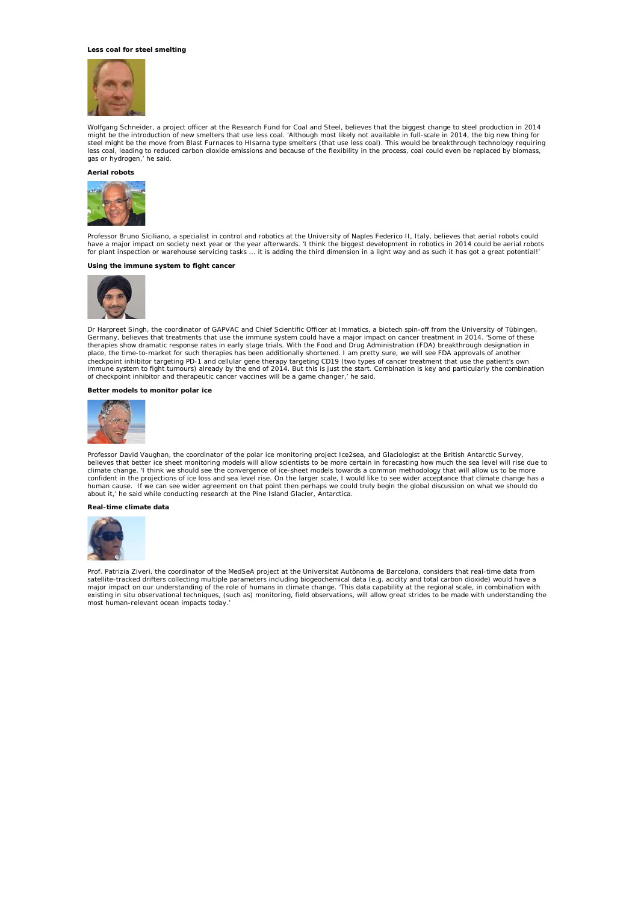**Less coal for steel smelting**

Wolfgang Schneider, a project officer at the Research Fund for Coal and Steel, believes that the biggest change to steel production in 2014 might be the introduction of new smelters that use less coal. 'Although most likely not available in full-scale in 2014, the big new thing for steel might be the move from Blast Furnaces to HIsarna type smelters (that use less coal). This would be breakthrough technology requiring less coal, leading to reduced carbon dioxide emissions and because of the flexibility in the process, coal could even be replaced by biomass, gas or hydrogen,' he said.

**Aerial robots**

Professor Bruno Siciliano, a specialist in control and robotics at the University of Naples Federico II, Italy, believes that aerial robots could have a major impact on society next year or the year afterwards. 'I think the biggest development in robotics in 2014 could be aerial robots for plant inspection or warehouse servicing tasks ... it is adding the third dimension in a light way and as such it has got a great potential!'

**Using the immune system to fight cancer**

Dr Harpreet Singh, the coordinator of GAPVAC and Chief Scientific Officer at Immatics, a biotech spin-off from the University of Tübingen, Germany, believes that treatments that use the immune system could have a major impact on cancer treatment in 2014. 'Some of these therapies show dramatic response rates in early stage trials. With the Food and Drug Administration (FDA) breakthrough designation in place, the time-to-market for such therapies has been additionally shortened. I am pretty sure, we will see FDA approvals of another checkpoint inhibitor targeting PD-1 and cellular gene therapy targeting CD19 (two types of cancer treatment that use the patient's own immune system to fight tumours) already by the end of 2014. But this is just the start. Combination is key and particularly the combination of checkpoint inhibitor and therapeutic cancer vaccines will be a game changer,' he said.

**Better models to monitor polar ice**

Professor David Vaughan, the coordinator of the polar ice monitoring project Ice2sea, and Glaciologist at the British Antarctic Survey, believes that better ice sheet monitoring models will allow scientists to be more certain in forecasting how much the sea level will rise due to climate change. 'I think we should see the convergence of ice-sheet models towards a common methodology that will allow us to be more confident in the projections of ice loss and sea level rise. On the larger scale, I would like to see wider acceptance that climate change has a human cause. If we can see wider agreement on that point then perhaps we could truly begin the global discussion on what we should do about it,' he said while conducting research at the Pine Island Glacier, Antarctica.

**Real-time climate data**

Prof. Patrizia Ziveri, the coordinator of the MedSeA project at the Universitat Autònoma de Barcelona, considers that real-time data from satellite-tracked drifters collecting multiple parameters including biogeochemical data (e.g. acidity and total carbon dioxide) would have a major impact on our understanding of the role of humans in climate change. 'This data capability at the regional scale, in combination with existing in situ observational techniques, (such as) monitoring, field observations, will allow great strides to be made with understanding the most human-relevant ocean impacts today.'